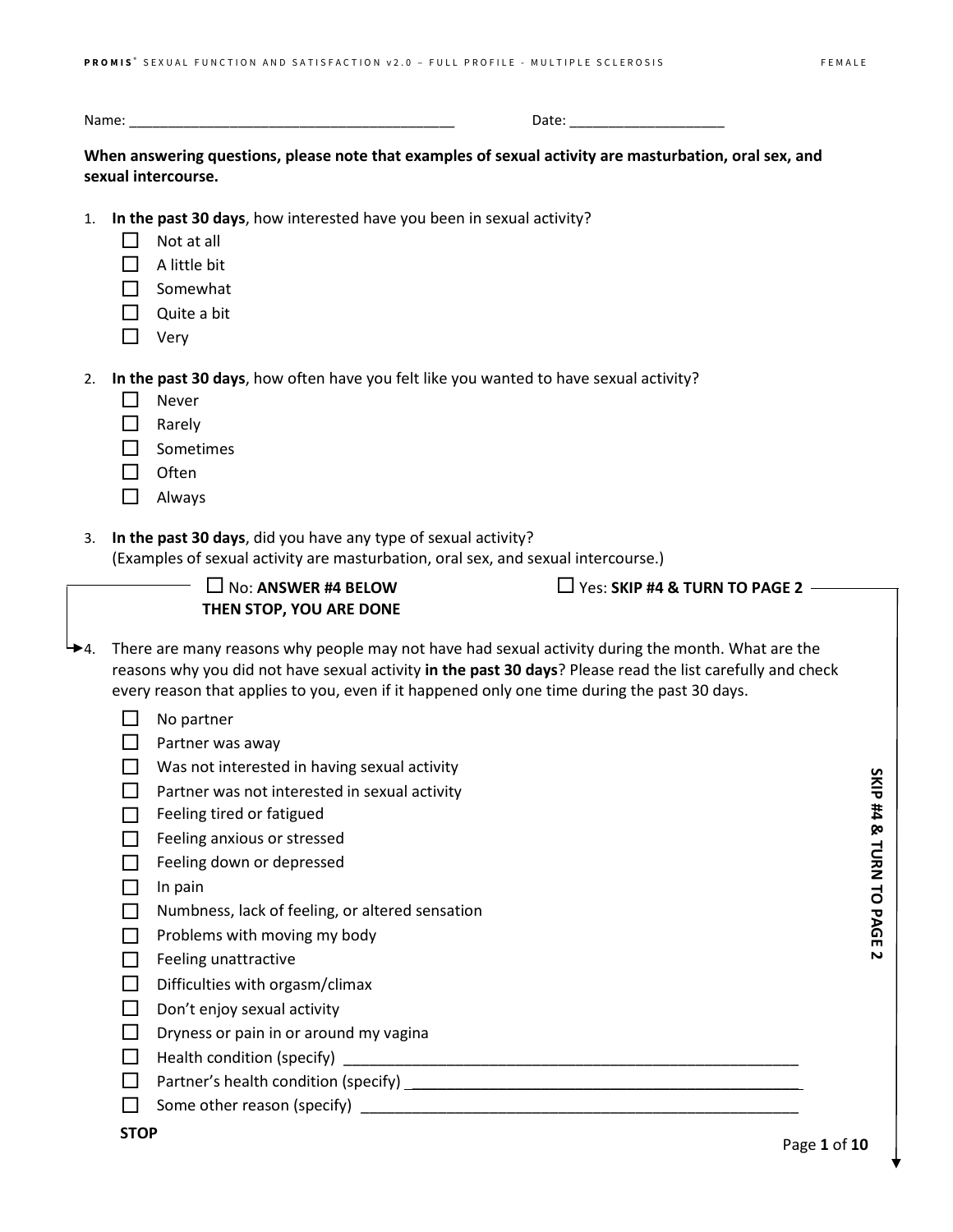Name: ___________________________________________ Date: ____________________

**When answering questions, please note that examples of sexual activity are masturbation, oral sex, and sexual intercourse.**

1. **In the past 30 days**, how interested have you been in sexual activity?
   - ☐ Not at all
   - ☐ A little bit
   - ☐ Somewhat
   - ☐ Quite a bit
   - ☐ Very

2. **In the past 30 days**, how often have you felt like you wanted to have sexual activity?
   - ☐ Never
   - ☐ Rarely
   - ☐ Sometimes
   - ☐ Often
   - ☐ Always

3. **In the past 30 days**, did you have any type of sexual activity?
   (Examples of sexual activity are masturbation, oral sex, and sexual intercourse.)

   ☐ No: **ANSWER #4 BELOW THEN STOP, YOU ARE DONE** ☐ Yes: **SKIP #4 & TURN TO PAGE 2**

4. There are many reasons why people may not have had sexual activity during the month. What are the reasons why you did not have sexual activity **in the past 30 days**? Please read the list carefully and check every reason that applies to you, even if it happened only one time during the past 30 days.
   - ☐ No partner
   - ☐ Partner was away
   - ☐ Was not interested in having sexual activity
   - ☐ Partner was not interested in sexual activity
   - ☐ Feeling tired or fatigued
   - ☐ Feeling anxious or stressed
   - ☐ Feeling down or depressed
   - ☐ In pain
   - ☐ Numbness, lack of feeling, or altered sensation
   - ☐ Problems with moving my body
   - ☐ Feeling unattractive
   - ☐ Difficulties with orgasm/climax
   - ☐ Don't enjoy sexual activity
   - ☐ Dryness or pain in or around my vagina
   - ☐ Health condition (specify) ______________________________________________________
   - ☐ Partner's health condition (specify) ______________________________________________
   - ☐ Some other reason (specify) ____________________________________________________

   **STOP**

**SKIP #4 & TURN TO PAGE 2**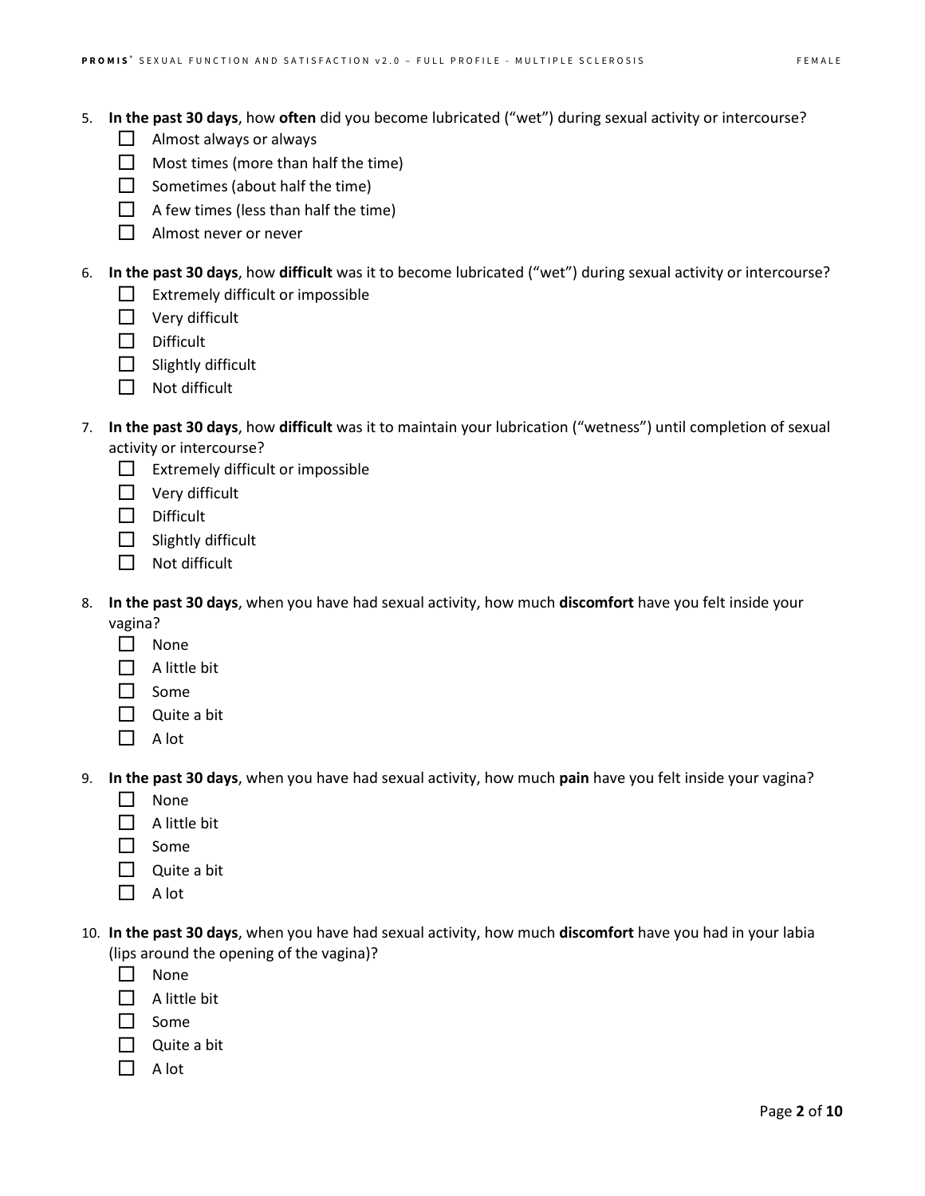5. **In the past 30 days**, how **often** did you become lubricated ("wet") during sexual activity or intercourse?
   - ☐ Almost always or always
   - ☐ Most times (more than half the time)
   - ☐ Sometimes (about half the time)
   - ☐ A few times (less than half the time)
   - ☐ Almost never or never

6. **In the past 30 days**, how **difficult** was it to become lubricated ("wet") during sexual activity or intercourse?
   - ☐ Extremely difficult or impossible
   - ☐ Very difficult
   - ☐ Difficult
   - ☐ Slightly difficult
   - ☐ Not difficult

7. **In the past 30 days**, how **difficult** was it to maintain your lubrication ("wetness") until completion of sexual activity or intercourse?
   - ☐ Extremely difficult or impossible
   - ☐ Very difficult
   - ☐ Difficult
   - ☐ Slightly difficult
   - ☐ Not difficult

8. **In the past 30 days**, when you have had sexual activity, how much **discomfort** have you felt inside your vagina?
   - ☐ None
   - ☐ A little bit
   - ☐ Some
   - ☐ Quite a bit
   - ☐ A lot

9. **In the past 30 days**, when you have had sexual activity, how much **pain** have you felt inside your vagina?
   - ☐ None
   - ☐ A little bit
   - ☐ Some
   - ☐ Quite a bit
   - ☐ A lot

10. **In the past 30 days**, when you have had sexual activity, how much **discomfort** have you had in your labia (lips around the opening of the vagina)?
    - ☐ None
    - ☐ A little bit
    - ☐ Some
    - ☐ Quite a bit
    - ☐ A lot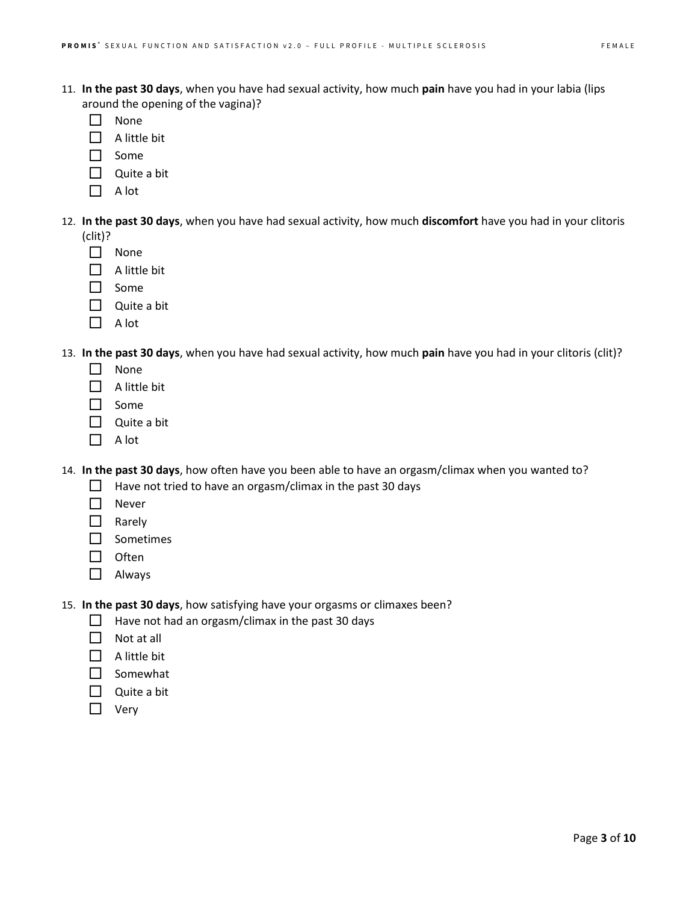11. **In the past 30 days**, when you have had sexual activity, how much **pain** have you had in your labia (lips around the opening of the vagina)?
    - ☐ None
    - ☐ A little bit
    - ☐ Some
    - ☐ Quite a bit
    - ☐ A lot

12. **In the past 30 days**, when you have had sexual activity, how much **discomfort** have you had in your clitoris (clit)?
    - ☐ None
    - ☐ A little bit
    - ☐ Some
    - ☐ Quite a bit
    - ☐ A lot

13. **In the past 30 days**, when you have had sexual activity, how much **pain** have you had in your clitoris (clit)?
    - ☐ None
    - ☐ A little bit
    - ☐ Some
    - ☐ Quite a bit
    - ☐ A lot

14. **In the past 30 days**, how often have you been able to have an orgasm/climax when you wanted to?
    - ☐ Have not tried to have an orgasm/climax in the past 30 days
    - ☐ Never
    - ☐ Rarely
    - ☐ Sometimes
    - ☐ Often
    - ☐ Always

15. **In the past 30 days**, how satisfying have your orgasms or climaxes been?
    - ☐ Have not had an orgasm/climax in the past 30 days
    - ☐ Not at all
    - ☐ A little bit
    - ☐ Somewhat
    - ☐ Quite a bit
    - ☐ Very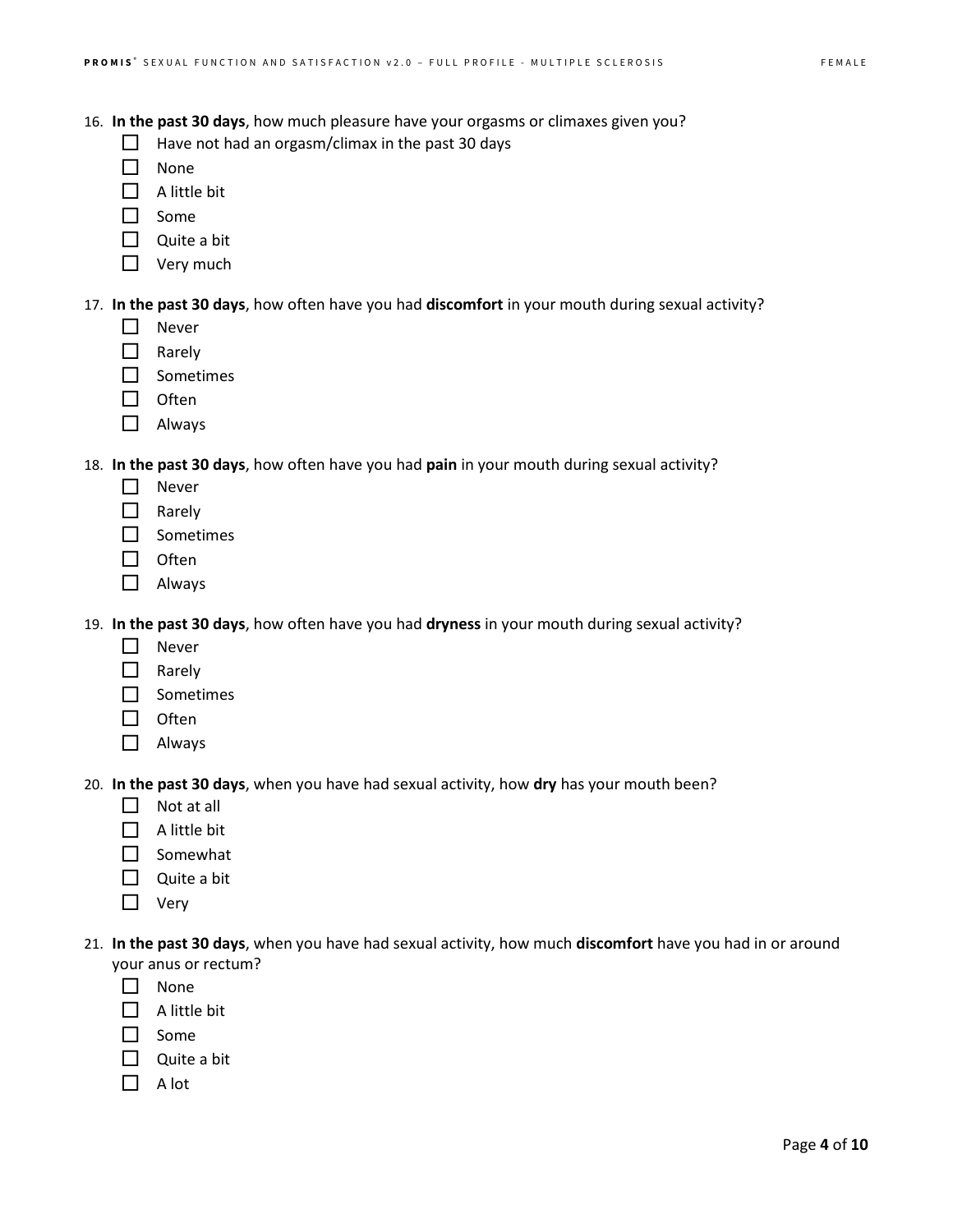16. **In the past 30 days**, how much pleasure have your orgasms or climaxes given you?
    - ☐ Have not had an orgasm/climax in the past 30 days
    - ☐ None
    - ☐ A little bit
    - ☐ Some
    - ☐ Quite a bit
    - ☐ Very much

17. **In the past 30 days**, how often have you had **discomfort** in your mouth during sexual activity?
    - ☐ Never
    - ☐ Rarely
    - ☐ Sometimes
    - ☐ Often
    - ☐ Always

18. **In the past 30 days**, how often have you had **pain** in your mouth during sexual activity?
    - ☐ Never
    - ☐ Rarely
    - ☐ Sometimes
    - ☐ Often
    - ☐ Always

19. **In the past 30 days**, how often have you had **dryness** in your mouth during sexual activity?
    - ☐ Never
    - ☐ Rarely
    - ☐ Sometimes
    - ☐ Often
    - ☐ Always

20. **In the past 30 days**, when you have had sexual activity, how **dry** has your mouth been?
    - ☐ Not at all
    - ☐ A little bit
    - ☐ Somewhat
    - ☐ Quite a bit
    - ☐ Very

21. **In the past 30 days**, when you have had sexual activity, how much **discomfort** have you had in or around your anus or rectum?
    - ☐ None
    - ☐ A little bit
    - ☐ Some
    - ☐ Quite a bit
    - ☐ A lot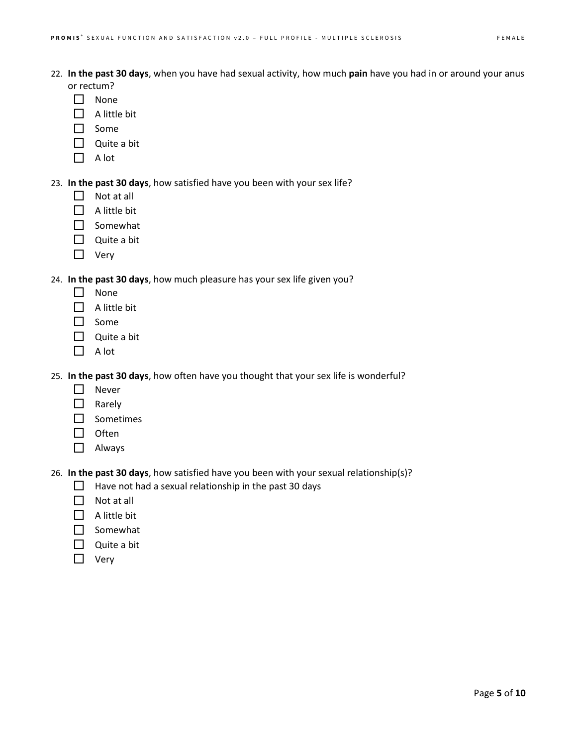22. **In the past 30 days**, when you have had sexual activity, how much **pain** have you had in or around your anus or rectum?
    - ☐ None
    - ☐ A little bit
    - ☐ Some
    - ☐ Quite a bit
    - ☐ A lot

23. **In the past 30 days**, how satisfied have you been with your sex life?
    - ☐ Not at all
    - ☐ A little bit
    - ☐ Somewhat
    - ☐ Quite a bit
    - ☐ Very

24. **In the past 30 days**, how much pleasure has your sex life given you?
    - ☐ None
    - ☐ A little bit
    - ☐ Some
    - ☐ Quite a bit
    - ☐ A lot

25. **In the past 30 days**, how often have you thought that your sex life is wonderful?
    - ☐ Never
    - ☐ Rarely
    - ☐ Sometimes
    - ☐ Often
    - ☐ Always

26. **In the past 30 days**, how satisfied have you been with your sexual relationship(s)?
    - ☐ Have not had a sexual relationship in the past 30 days
    - ☐ Not at all
    - ☐ A little bit
    - ☐ Somewhat
    - ☐ Quite a bit
    - ☐ Very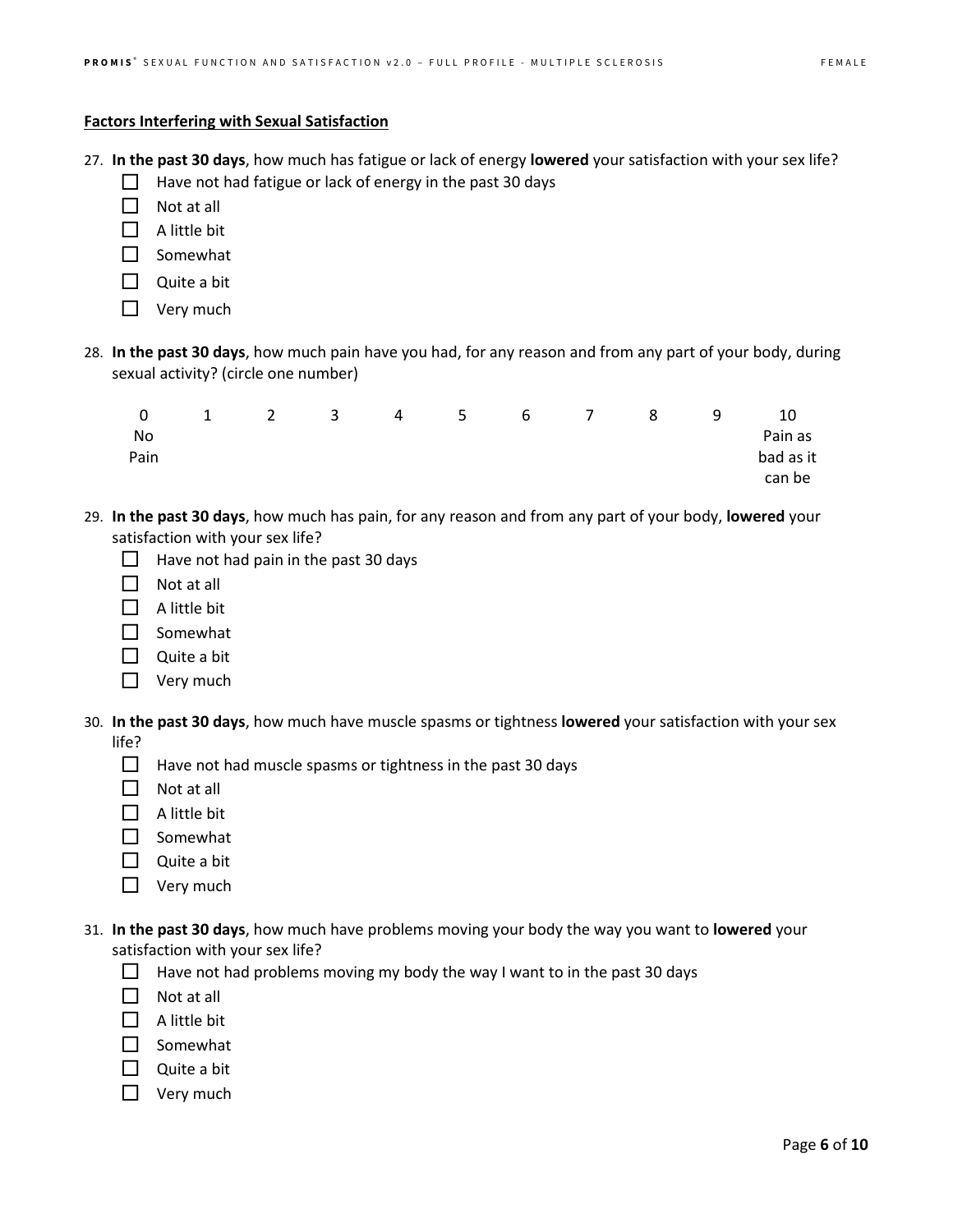**Factors Interfering with Sexual Satisfaction**

27. **In the past 30 days**, how much has fatigue or lack of energy **lowered** your satisfaction with your sex life?
    - ☐ Have not had fatigue or lack of energy in the past 30 days
    - ☐ Not at all
    - ☐ A little bit
    - ☐ Somewhat
    - ☐ Quite a bit
    - ☐ Very much

28. **In the past 30 days**, how much pain have you had, for any reason and from any part of your body, during sexual activity? (circle one number)

| 0 | 1 | 2 | 3 | 4 | 5 | 6 | 7 | 8 | 9 | 10 |
|---|---|---|---|---|---|---|---|---|---|---|
| No Pain | | | | | | | | | | Pain as bad as it can be |

29. **In the past 30 days**, how much has pain, for any reason and from any part of your body, **lowered** your satisfaction with your sex life?
    - ☐ Have not had pain in the past 30 days
    - ☐ Not at all
    - ☐ A little bit
    - ☐ Somewhat
    - ☐ Quite a bit
    - ☐ Very much

30. **In the past 30 days**, how much have muscle spasms or tightness **lowered** your satisfaction with your sex life?
    - ☐ Have not had muscle spasms or tightness in the past 30 days
    - ☐ Not at all
    - ☐ A little bit
    - ☐ Somewhat
    - ☐ Quite a bit
    - ☐ Very much

31. **In the past 30 days**, how much have problems moving your body the way you want to **lowered** your satisfaction with your sex life?
    - ☐ Have not had problems moving my body the way I want to in the past 30 days
    - ☐ Not at all
    - ☐ A little bit
    - ☐ Somewhat
    - ☐ Quite a bit
    - ☐ Very much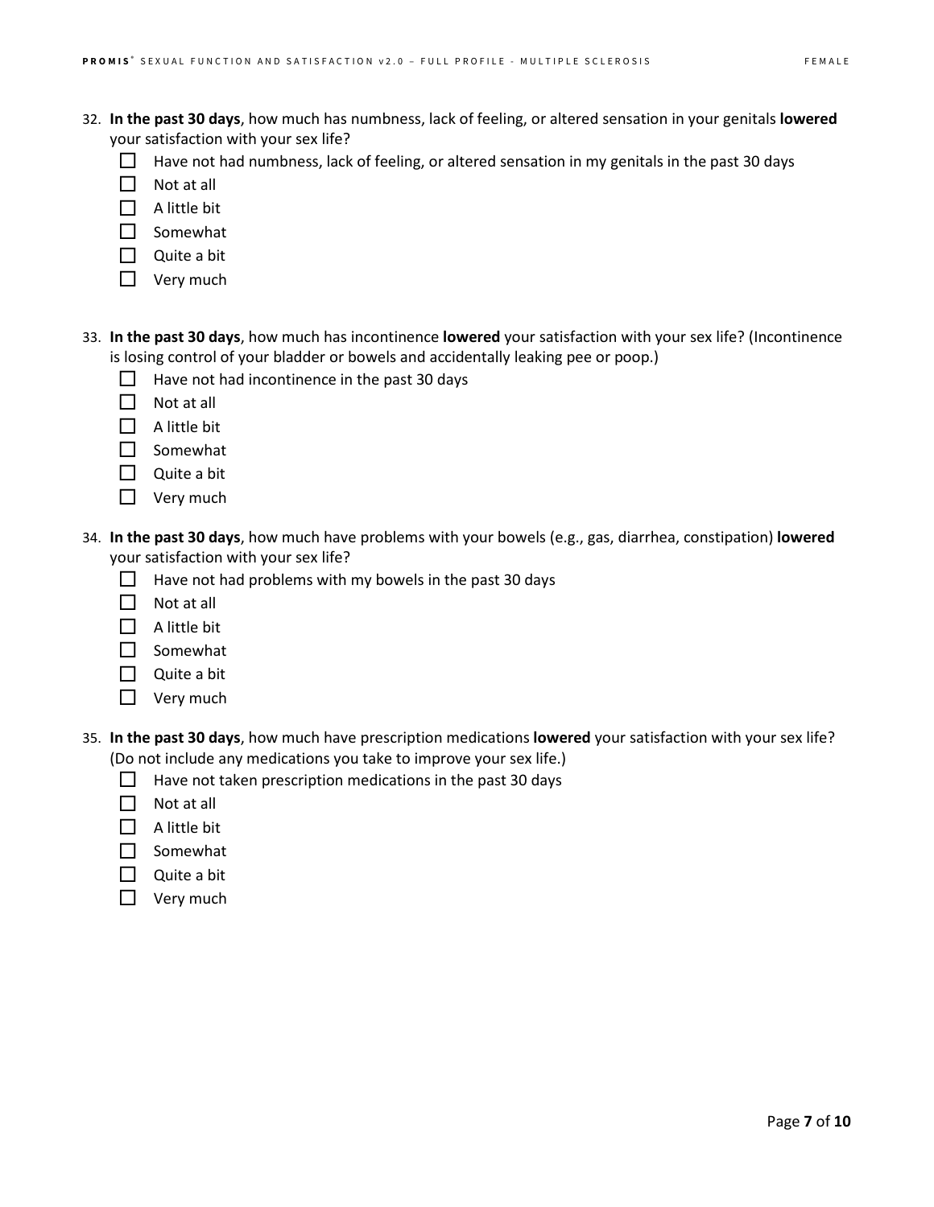32. **In the past 30 days**, how much has numbness, lack of feeling, or altered sensation in your genitals **lowered** your satisfaction with your sex life?
    - ☐ Have not had numbness, lack of feeling, or altered sensation in my genitals in the past 30 days
    - ☐ Not at all
    - ☐ A little bit
    - ☐ Somewhat
    - ☐ Quite a bit
    - ☐ Very much

33. **In the past 30 days**, how much has incontinence **lowered** your satisfaction with your sex life? (Incontinence is losing control of your bladder or bowels and accidentally leaking pee or poop.)
    - ☐ Have not had incontinence in the past 30 days
    - ☐ Not at all
    - ☐ A little bit
    - ☐ Somewhat
    - ☐ Quite a bit
    - ☐ Very much

34. **In the past 30 days**, how much have problems with your bowels (e.g., gas, diarrhea, constipation) **lowered** your satisfaction with your sex life?
    - ☐ Have not had problems with my bowels in the past 30 days
    - ☐ Not at all
    - ☐ A little bit
    - ☐ Somewhat
    - ☐ Quite a bit
    - ☐ Very much

35. **In the past 30 days**, how much have prescription medications **lowered** your satisfaction with your sex life? (Do not include any medications you take to improve your sex life.)
    - ☐ Have not taken prescription medications in the past 30 days
    - ☐ Not at all
    - ☐ A little bit
    - ☐ Somewhat
    - ☐ Quite a bit
    - ☐ Very much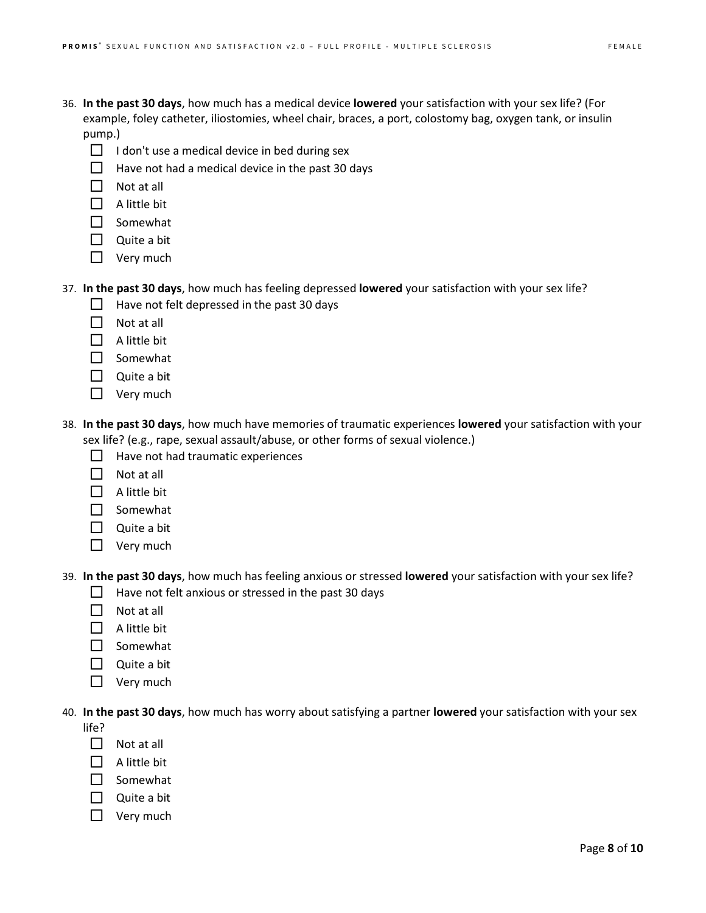36. **In the past 30 days**, how much has a medical device **lowered** your satisfaction with your sex life? (For example, foley catheter, iliostomies, wheel chair, braces, a port, colostomy bag, oxygen tank, or insulin pump.)
    - ☐ I don't use a medical device in bed during sex
    - ☐ Have not had a medical device in the past 30 days
    - ☐ Not at all
    - ☐ A little bit
    - ☐ Somewhat
    - ☐ Quite a bit
    - ☐ Very much

37. **In the past 30 days**, how much has feeling depressed **lowered** your satisfaction with your sex life?
    - ☐ Have not felt depressed in the past 30 days
    - ☐ Not at all
    - ☐ A little bit
    - ☐ Somewhat
    - ☐ Quite a bit
    - ☐ Very much

38. **In the past 30 days**, how much have memories of traumatic experiences **lowered** your satisfaction with your sex life? (e.g., rape, sexual assault/abuse, or other forms of sexual violence.)
    - ☐ Have not had traumatic experiences
    - ☐ Not at all
    - ☐ A little bit
    - ☐ Somewhat
    - ☐ Quite a bit
    - ☐ Very much

39. **In the past 30 days**, how much has feeling anxious or stressed **lowered** your satisfaction with your sex life?
    - ☐ Have not felt anxious or stressed in the past 30 days
    - ☐ Not at all
    - ☐ A little bit
    - ☐ Somewhat
    - ☐ Quite a bit
    - ☐ Very much

40. **In the past 30 days**, how much has worry about satisfying a partner **lowered** your satisfaction with your sex life?
    - ☐ Not at all
    - ☐ A little bit
    - ☐ Somewhat
    - ☐ Quite a bit
    - ☐ Very much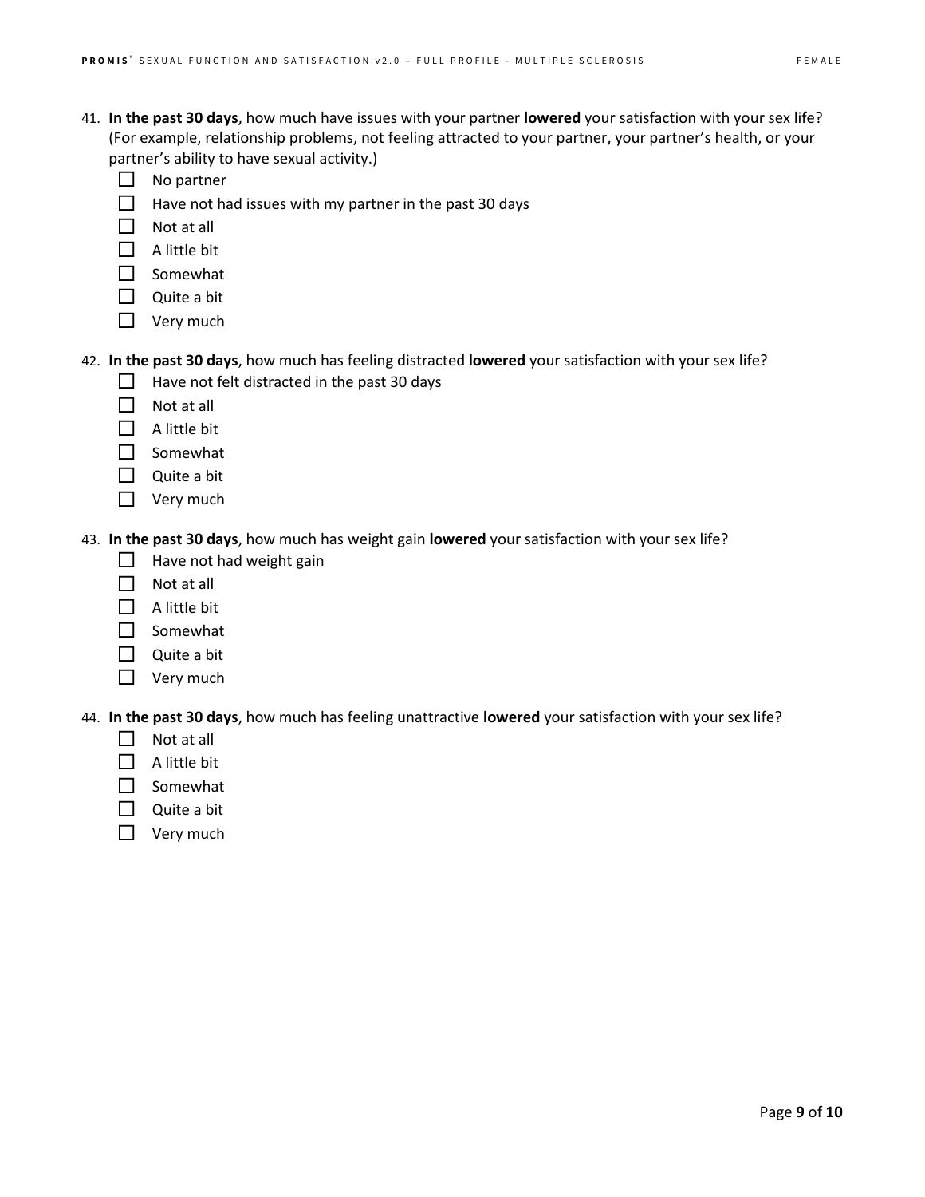41. **In the past 30 days**, how much have issues with your partner **lowered** your satisfaction with your sex life? (For example, relationship problems, not feeling attracted to your partner, your partner's health, or your partner's ability to have sexual activity.)
    - ☐ No partner
    - ☐ Have not had issues with my partner in the past 30 days
    - ☐ Not at all
    - ☐ A little bit
    - ☐ Somewhat
    - ☐ Quite a bit
    - ☐ Very much

42. **In the past 30 days**, how much has feeling distracted **lowered** your satisfaction with your sex life?
    - ☐ Have not felt distracted in the past 30 days
    - ☐ Not at all
    - ☐ A little bit
    - ☐ Somewhat
    - ☐ Quite a bit
    - ☐ Very much

43. **In the past 30 days**, how much has weight gain **lowered** your satisfaction with your sex life?
    - ☐ Have not had weight gain
    - ☐ Not at all
    - ☐ A little bit
    - ☐ Somewhat
    - ☐ Quite a bit
    - ☐ Very much

44. **In the past 30 days**, how much has feeling unattractive **lowered** your satisfaction with your sex life?
    - ☐ Not at all
    - ☐ A little bit
    - ☐ Somewhat
    - ☐ Quite a bit
    - ☐ Very much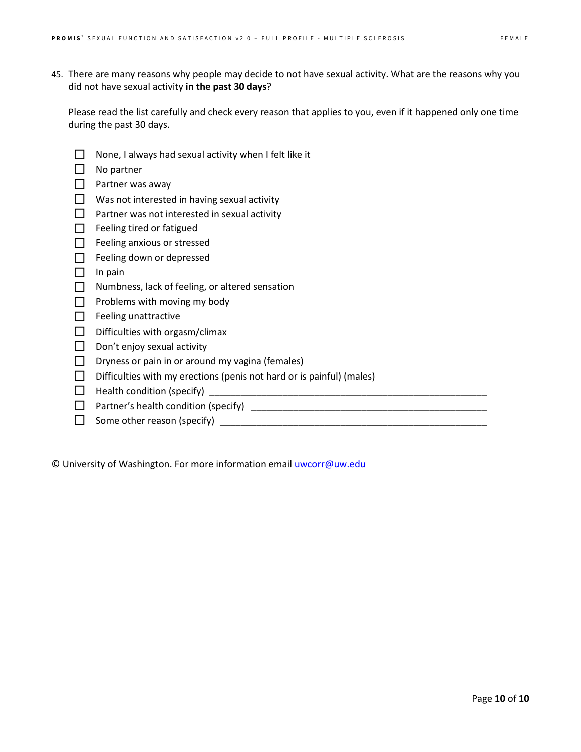45. There are many reasons why people may decide to not have sexual activity. What are the reasons why you did not have sexual activity **in the past 30 days**?

    Please read the list carefully and check every reason that applies to you, even if it happened only one time during the past 30 days.

- ☐ None, I always had sexual activity when I felt like it
- ☐ No partner
- ☐ Partner was away
- ☐ Was not interested in having sexual activity
- ☐ Partner was not interested in sexual activity
- ☐ Feeling tired or fatigued
- ☐ Feeling anxious or stressed
- ☐ Feeling down or depressed
- ☐ In pain
- ☐ Numbness, lack of feeling, or altered sensation
- ☐ Problems with moving my body
- ☐ Feeling unattractive
- ☐ Difficulties with orgasm/climax
- ☐ Don't enjoy sexual activity
- ☐ Dryness or pain in or around my vagina (females)
- ☐ Difficulties with my erections (penis not hard or is painful) (males)
- ☐ Health condition (specify) ________________________________________________
- ☐ Partner's health condition (specify) __________________________________________
- ☐ Some other reason (specify) ______________________________________________

© University of Washington. For more information email uwcorr@uw.edu